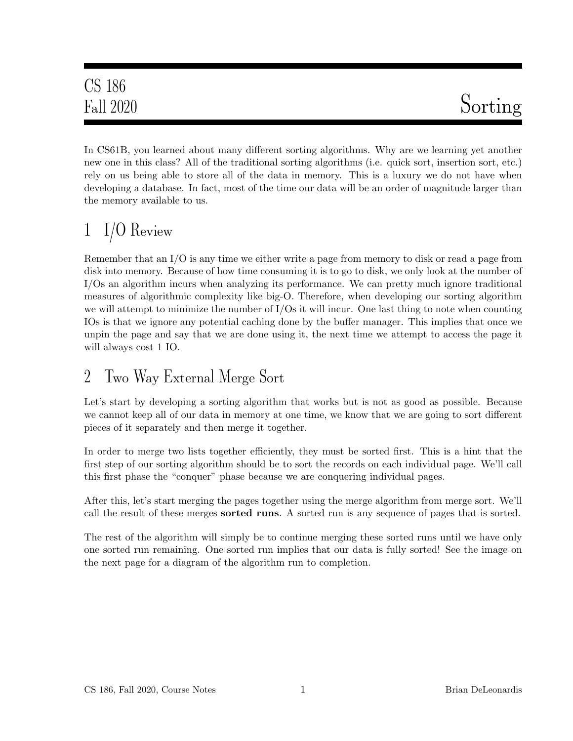# CS 186 Fall 2020 — Sorting

In CS61B, you learned about many different sorting algorithms. Why are we learning yet another new one in this class? All of the traditional sorting algorithms (i.e. quick sort, insertion sort, etc.) rely on us being able to store all of the data in memory. This is a luxury we do not have when developing a database. In fact, most of the time our data will be an order of magnitude larger than the memory available to us.

## 1 I/O Review

Remember that an I/O is any time we either write a page from memory to disk or read a page from disk into memory. Because of how time consuming it is to go to disk, we only look at the number of I/Os an algorithm incurs when analyzing its performance. We can pretty much ignore traditional measures of algorithmic complexity like big-O. Therefore, when developing our sorting algorithm we will attempt to minimize the number of I/Os it will incur. One last thing to note when counting IOs is that we ignore any potential caching done by the buffer manager. This implies that once we unpin the page and say that we are done using it, the next time we attempt to access the page it will always cost 1 IO.

## 2 Two Way External Merge Sort

Let's start by developing a sorting algorithm that works but is not as good as possible. Because we cannot keep all of our data in memory at one time, we know that we are going to sort different pieces of it separately and then merge it together.

In order to merge two lists together efficiently, they must be sorted first. This is a hint that the first step of our sorting algorithm should be to sort the records on each individual page. We'll call this first phase the "conquer" phase because we are conquering individual pages.

After this, let's start merging the pages together using the merge algorithm from merge sort. We'll call the result of these merges **sorted runs**. A sorted run is any sequence of pages that is sorted.

The rest of the algorithm will simply be to continue merging these sorted runs until we have only one sorted run remaining. One sorted run implies that our data is fully sorted! See the image on the next page for a diagram of the algorithm run to completion.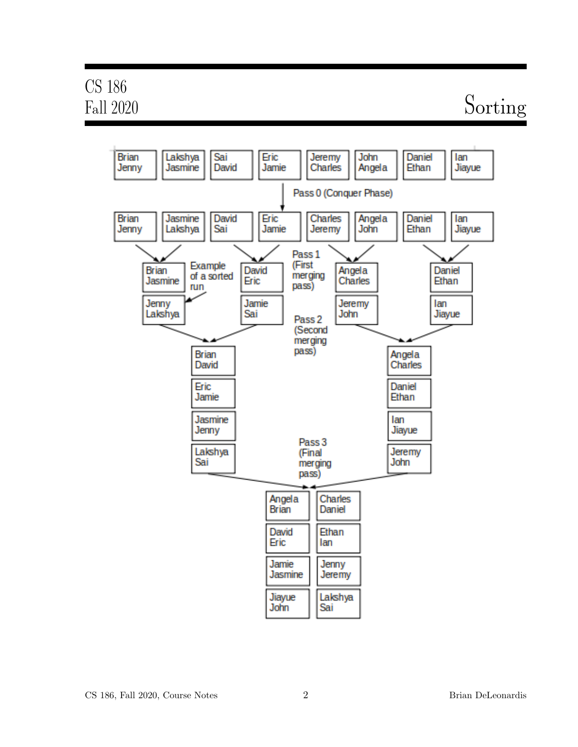Brian Jenny | Lakshya Jasmine | Sai David | Eric Jamie | Jeremy Charles | John Angela | Daniel Ethan | Ian Jiayue

Pass 0 (Conquer Phase)

Brian Jenny | Jasmine Lakshya | David Sai | Eric Jamie | Charles Jeremy | Angela John | Daniel Ethan | Ian Jiayue

Pass 1 (First merging pass)

Example of a sorted run

Brian Jasmine, Jenny Lakshya | David Eric, Jamie Sai | Angela Charles, Jeremy John | Daniel Ethan, Ian Jiayue

Pass 2 (Second merging pass)

Brian David, Eric Jamie, Jasmine Jenny, Lakshya Sai | Angela Charles, Daniel Ethan, Ian Jiayue, Jeremy John

Pass 3 (Final merging pass)

Angela Brian, Charles Daniel, David Eric, Ethan Ian, Jamie Jasmine, Jenny Jeremy, Jiayue John, Lakshya Sai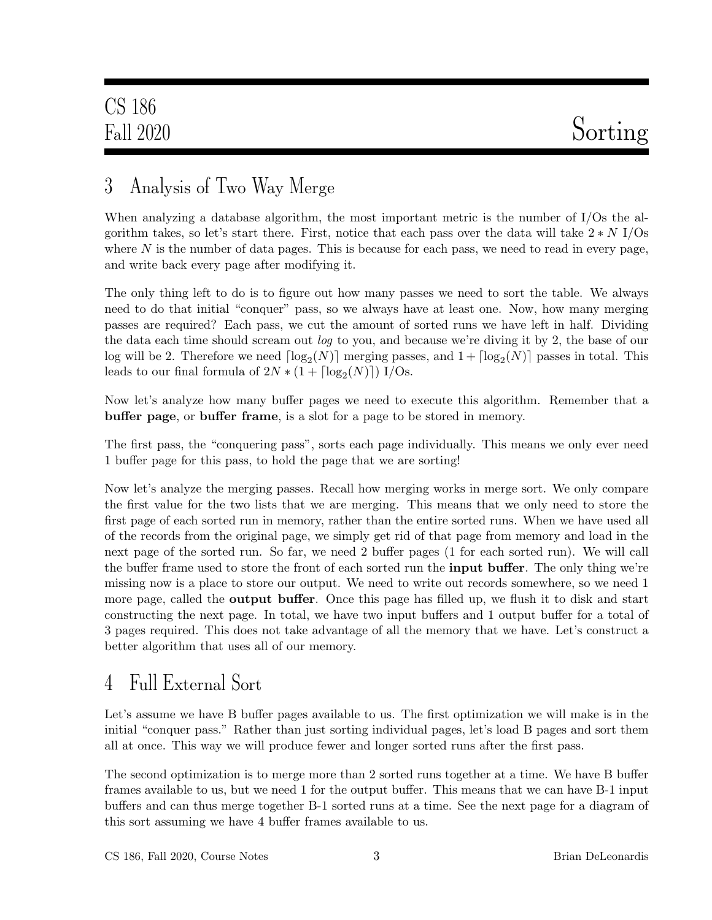## 3 Analysis of Two Way Merge

When analyzing a database algorithm, the most important metric is the number of I/Os the algorithm takes, so let's start there. First, notice that each pass over the data will take $2 * N$ I/Os where $N$ is the number of data pages. This is because for each pass, we need to read in every page, and write back every page after modifying it.

The only thing left to do is to figure out how many passes we need to sort the table. We always need to do that initial "conquer" pass, so we always have at least one. Now, how many merging passes are required? Each pass, we cut the amount of sorted runs we have left in half. Dividing the data each time should scream out *log* to you, and because we're diving it by 2, the base of our log will be 2. Therefore we need $\lceil \log_2(N) \rceil$ merging passes, and $1 + \lceil \log_2(N) \rceil$ passes in total. This leads to our final formula of $2N * (1 + \lceil \log_2(N) \rceil)$ I/Os.

Now let's analyze how many buffer pages we need to execute this algorithm. Remember that a **buffer page**, or **buffer frame**, is a slot for a page to be stored in memory.

The first pass, the "conquering pass", sorts each page individually. This means we only ever need 1 buffer page for this pass, to hold the page that we are sorting!

Now let's analyze the merging passes. Recall how merging works in merge sort. We only compare the first value for the two lists that we are merging. This means that we only need to store the first page of each sorted run in memory, rather than the entire sorted runs. When we have used all of the records from the original page, we simply get rid of that page from memory and load in the next page of the sorted run. So far, we need 2 buffer pages (1 for each sorted run). We will call the buffer frame used to store the front of each sorted run the **input buffer**. The only thing we're missing now is a place to store our output. We need to write out records somewhere, so we need 1 more page, called the **output buffer**. Once this page has filled up, we flush it to disk and start constructing the next page. In total, we have two input buffers and 1 output buffer for a total of 3 pages required. This does not take advantage of all the memory that we have. Let's construct a better algorithm that uses all of our memory.

## 4 Full External Sort

Let's assume we have B buffer pages available to us. The first optimization we will make is in the initial "conquer pass." Rather than just sorting individual pages, let's load B pages and sort them all at once. This way we will produce fewer and longer sorted runs after the first pass.

The second optimization is to merge more than 2 sorted runs together at a time. We have B buffer frames available to us, but we need 1 for the output buffer. This means that we can have B-1 input buffers and can thus merge together B-1 sorted runs at a time. See the next page for a diagram of this sort assuming we have 4 buffer frames available to us.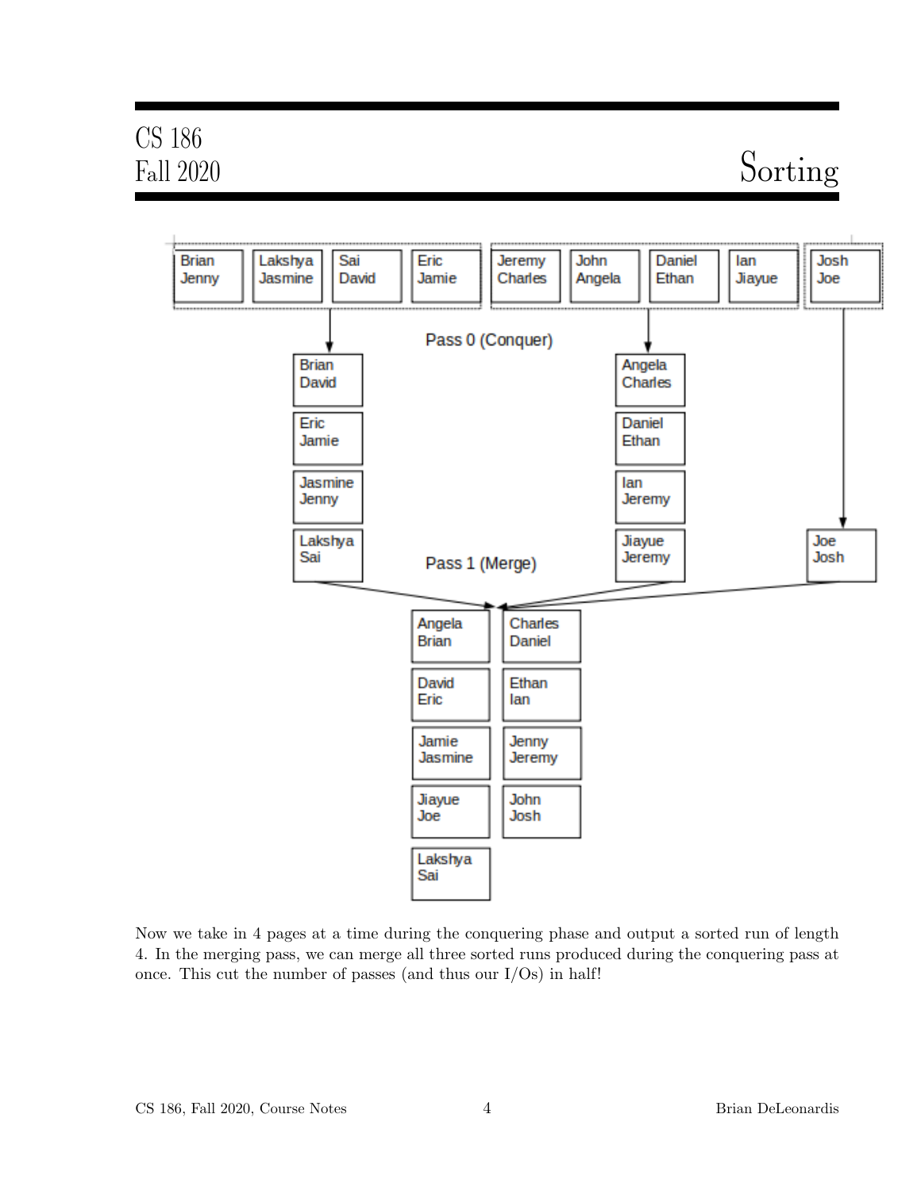Brian Jenny | Lakshya Jasmine | Sai David | Eric Jamie | Jeremy Charles | John Angela | Daniel Ethan | Ian Jiayue | Josh Joe

Pass 0 (Conquer)

Brian David | Eric Jamie | Jasmine Jenny | Lakshya Sai

Angela Charles | Daniel Ethan | Ian Jeremy | Jiayue Jeremy

Joe Josh

Pass 1 (Merge)

Angela Brian | David Eric | Jamie Jasmine | Jiayue Joe | Lakshya Sai

Charles Daniel | Ethan Ian | Jenny Jeremy | John Josh

Now we take in 4 pages at a time during the conquering phase and output a sorted run of length 4. In the merging pass, we can merge all three sorted runs produced during the conquering pass at once. This cut the number of passes (and thus our I/Os) in half!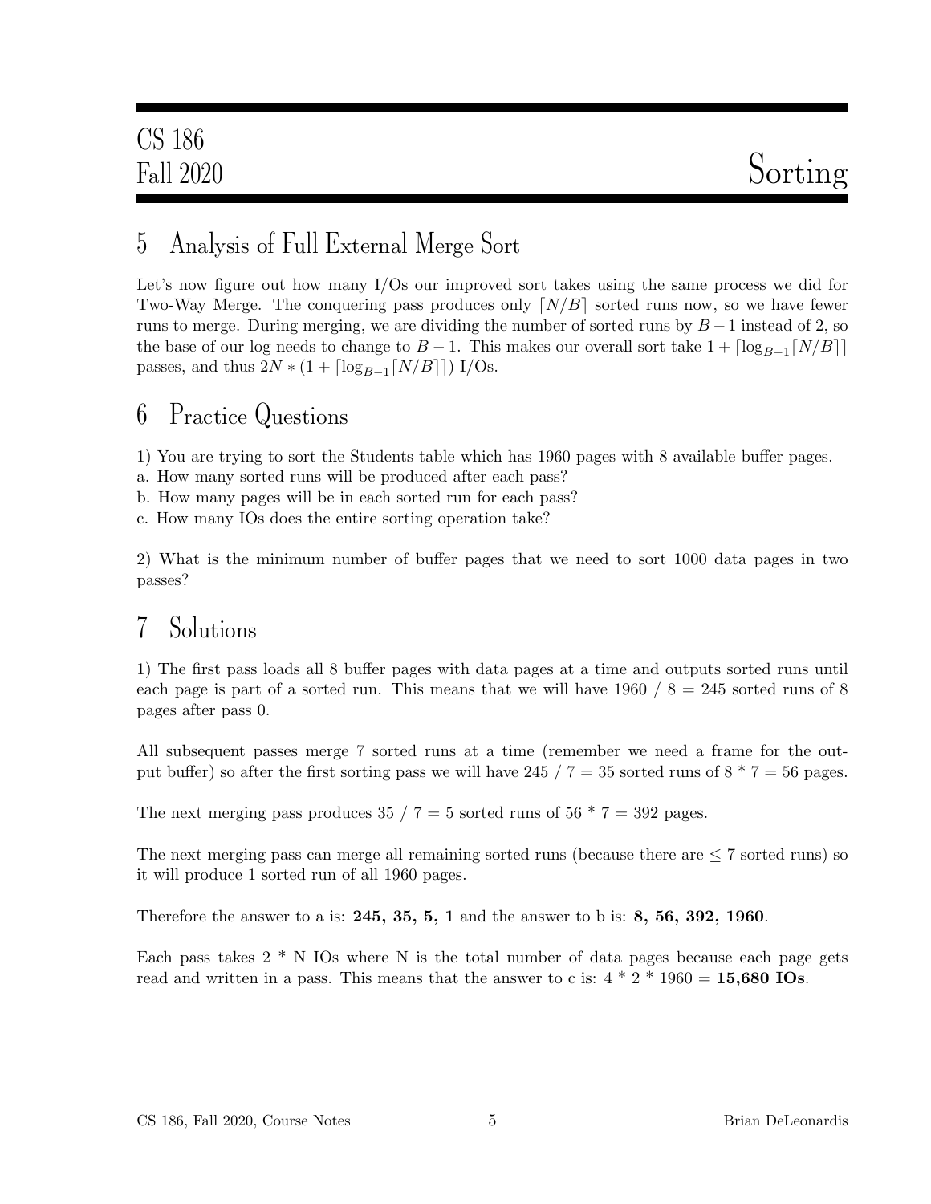## 5 Analysis of Full External Merge Sort

Let's now figure out how many I/Os our improved sort takes using the same process we did for Two-Way Merge. The conquering pass produces only $\lceil N/B \rceil$ sorted runs now, so we have fewer runs to merge. During merging, we are dividing the number of sorted runs by $B-1$ instead of 2, so the base of our log needs to change to $B-1$. This makes our overall sort take $1 + \lceil \log_{B-1} \lceil N/B \rceil \rceil$ passes, and thus $2N * (1 + \lceil \log_{B-1} \lceil N/B \rceil \rceil)$ I/Os.

## 6 Practice Questions

1) You are trying to sort the Students table which has 1960 pages with 8 available buffer pages.
a. How many sorted runs will be produced after each pass?
b. How many pages will be in each sorted run for each pass?
c. How many IOs does the entire sorting operation take?

2) What is the minimum number of buffer pages that we need to sort 1000 data pages in two passes?

## 7 Solutions

1) The first pass loads all 8 buffer pages with data pages at a time and outputs sorted runs until each page is part of a sorted run. This means that we will have 1960 / 8 = 245 sorted runs of 8 pages after pass 0.

All subsequent passes merge 7 sorted runs at a time (remember we need a frame for the output buffer) so after the first sorting pass we will have 245 / 7 = 35 sorted runs of 8 * 7 = 56 pages.

The next merging pass produces 35 / 7 = 5 sorted runs of 56 * 7 = 392 pages.

The next merging pass can merge all remaining sorted runs (because there are $\leq 7$ sorted runs) so it will produce 1 sorted run of all 1960 pages.

Therefore the answer to a is: **245, 35, 5, 1** and the answer to b is: **8, 56, 392, 1960**.

Each pass takes 2 * N IOs where N is the total number of data pages because each page gets read and written in a pass. This means that the answer to c is: 4 * 2 * 1960 = **15,680 IOs**.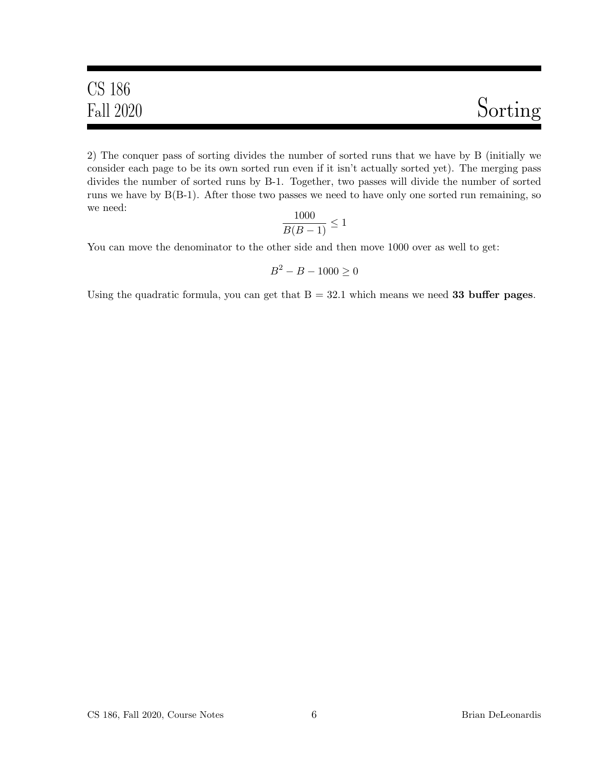2) The conquer pass of sorting divides the number of sorted runs that we have by B (initially we consider each page to be its own sorted run even if it isn't actually sorted yet). The merging pass divides the number of sorted runs by B-1. Together, two passes will divide the number of sorted runs we have by B(B-1). After those two passes we need to have only one sorted run remaining, so we need:

$$\frac{1000}{B(B-1)} \leq 1$$

You can move the denominator to the other side and then move 1000 over as well to get:

$$B^2 - B - 1000 \geq 0$$

Using the quadratic formula, you can get that B = 32.1 which means we need **33 buffer pages**.